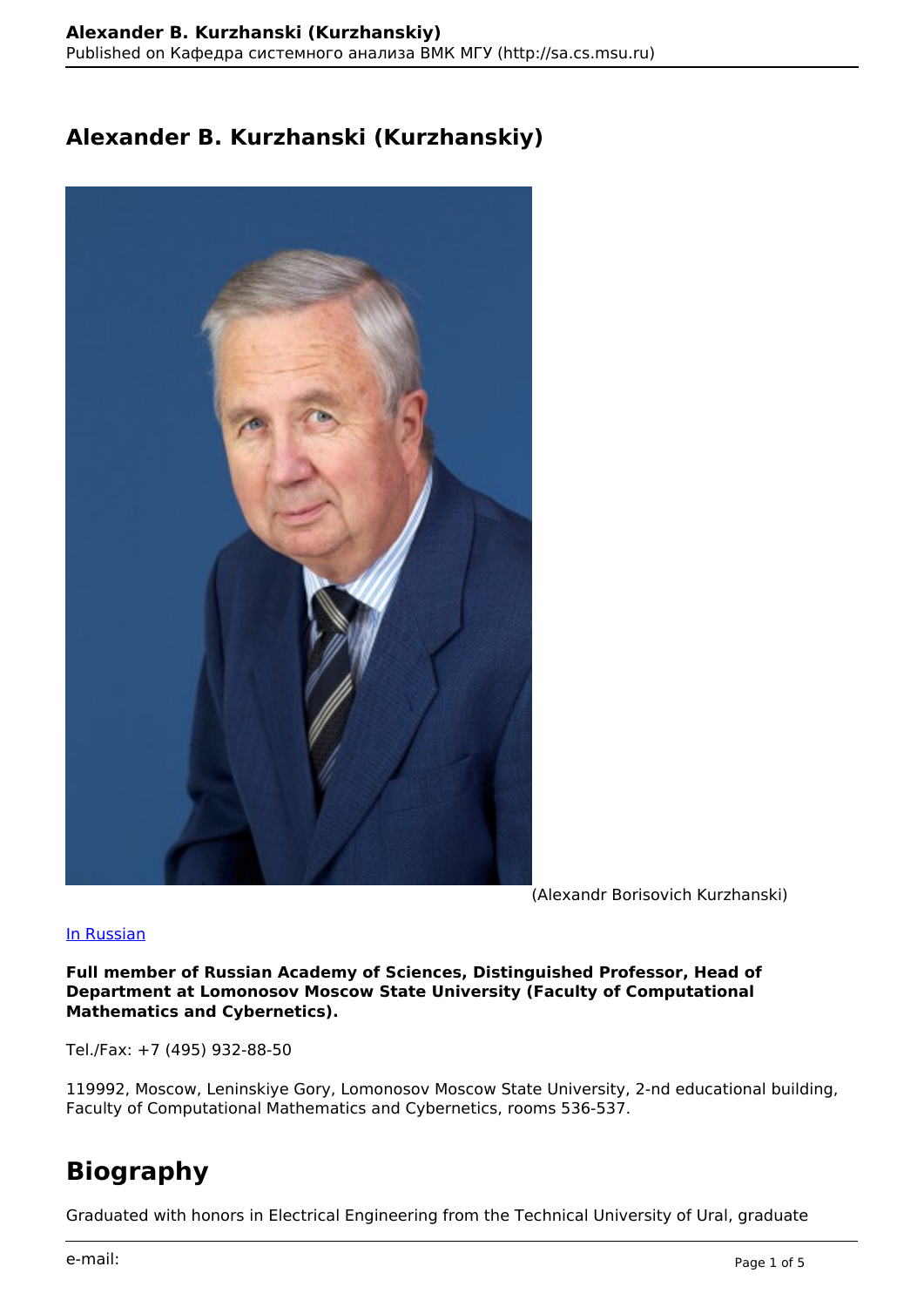# Alexander B. Kurzhanski (Kurzhanskiy)

(Alexandr Borisovich Kurzhanski)

In Russian

**Full member of Russian Academy of Sciences, Distinguished Professor, Head of Department at Lomonosov Moscow State University (Faculty of Computational Mathematics and Cybernetics).**

Tel./Fax: +7 (495) 932-88-50

119992, Moscow, Leninskiye Gory, Lomonosov Moscow State University, 2-nd educational building, Faculty of Computational Mathematics and Cybernetics, rooms 536-537.

## Biography

Graduated with honors in Electrical Engineering from the Technical University of Ural, graduate

e-mail: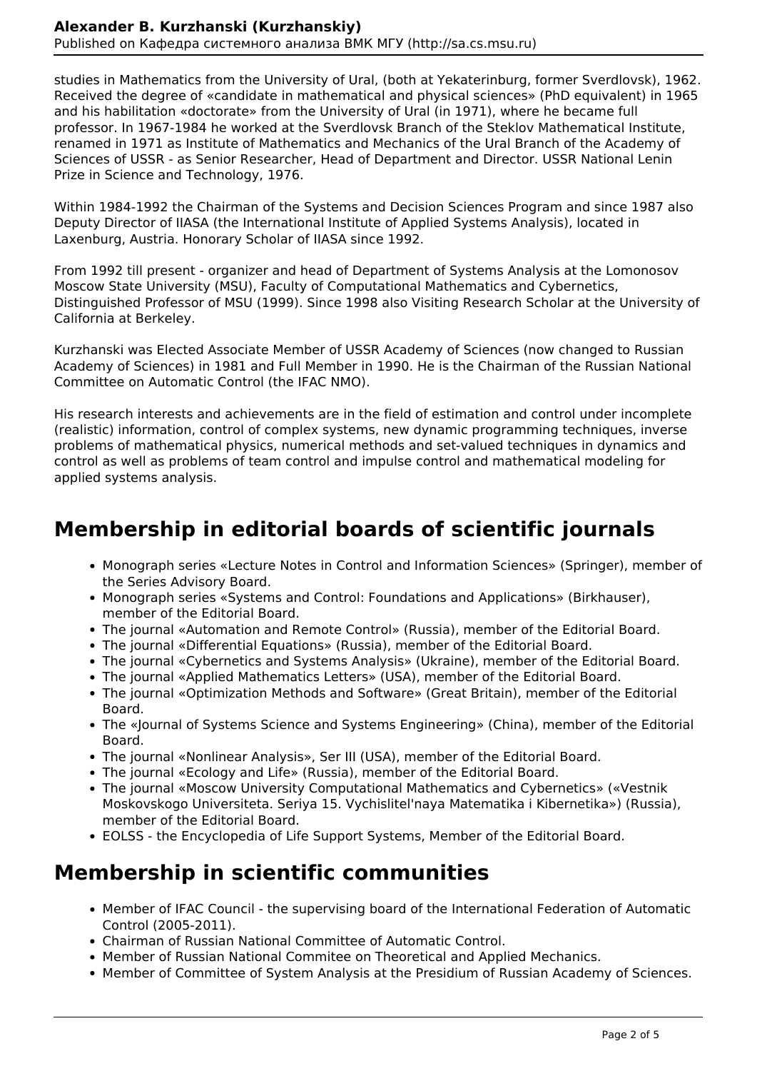studies in Mathematics from the University of Ural, (both at Yekaterinburg, former Sverdlovsk), 1962. Received the degree of «candidate in mathematical and physical sciences» (PhD equivalent) in 1965 and his habilitation «doctorate» from the University of Ural (in 1971), where he became full professor. In 1967-1984 he worked at the Sverdlovsk Branch of the Steklov Mathematical Institute, renamed in 1971 as Institute of Mathematics and Mechanics of the Ural Branch of the Academy of Sciences of USSR - as Senior Researcher, Head of Department and Director. USSR National Lenin Prize in Science and Technology, 1976.

Within 1984-1992 the Chairman of the Systems and Decision Sciences Program and since 1987 also Deputy Director of IIASA (the International Institute of Applied Systems Analysis), located in Laxenburg, Austria. Honorary Scholar of IIASA since 1992.

From 1992 till present - organizer and head of Department of Systems Analysis at the Lomonosov Moscow State University (MSU), Faculty of Computational Mathematics and Cybernetics, Distinguished Professor of MSU (1999). Since 1998 also Visiting Research Scholar at the University of California at Berkeley.

Kurzhanski was Elected Associate Member of USSR Academy of Sciences (now changed to Russian Academy of Sciences) in 1981 and Full Member in 1990. He is the Chairman of the Russian National Committee on Automatic Control (the IFAC NMO).

His research interests and achievements are in the field of estimation and control under incomplete (realistic) information, control of complex systems, new dynamic programming techniques, inverse problems of mathematical physics, numerical methods and set-valued techniques in dynamics and control as well as problems of team control and impulse control and mathematical modeling for applied systems analysis.

## Membership in editorial boards of scientific journals

- Monograph series «Lecture Notes in Control and Information Sciences» (Springer), member of the Series Advisory Board.
- Monograph series «Systems and Control: Foundations and Applications» (Birkhauser), member of the Editorial Board.
- The journal «Automation and Remote Control» (Russia), member of the Editorial Board.
- The journal «Differential Equations» (Russia), member of the Editorial Board.
- The journal «Cybernetics and Systems Analysis» (Ukraine), member of the Editorial Board.
- The journal «Applied Mathematics Letters» (USA), member of the Editorial Board.
- The journal «Optimization Methods and Software» (Great Britain), member of the Editorial Board.
- The «Journal of Systems Science and Systems Engineering» (China), member of the Editorial Board.
- The journal «Nonlinear Analysis», Ser III (USA), member of the Editorial Board.
- The journal «Ecology and Life» (Russia), member of the Editorial Board.
- The journal «Moscow University Computational Mathematics and Cybernetics» («Vestnik Moskovskogo Universiteta. Seriya 15. Vychislitel'naya Matematika i Kibernetika») (Russia), member of the Editorial Board.
- EOLSS - the Encyclopedia of Life Support Systems, Member of the Editorial Board.

## Membership in scientific communities

- Member of IFAC Council - the supervising board of the International Federation of Automatic Control (2005-2011).
- Chairman of Russian National Committee of Automatic Control.
- Member of Russian National Commitee on Theoretical and Applied Mechanics.
- Member of Committee of System Analysis at the Presidium of Russian Academy of Sciences.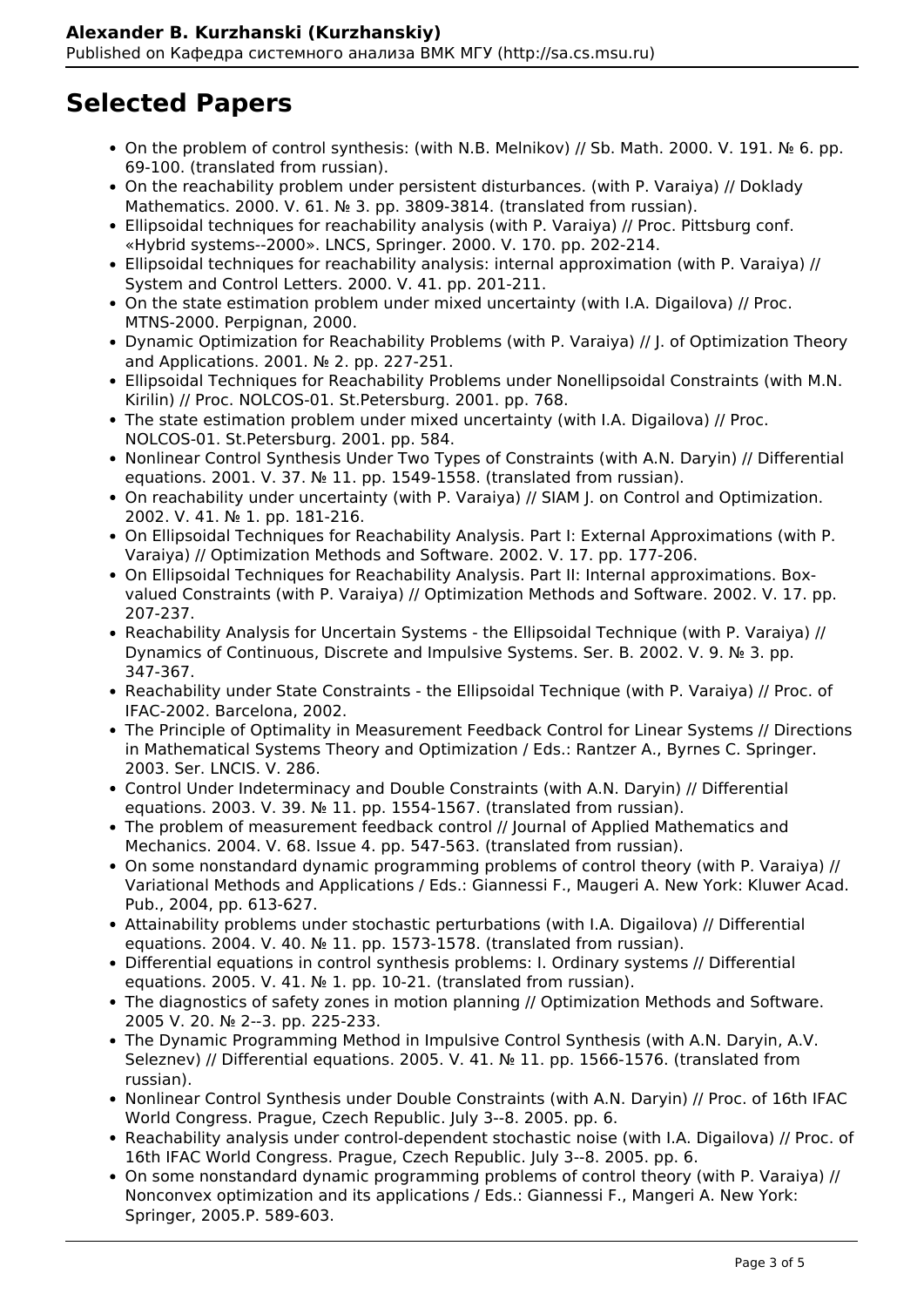## Selected Papers

- On the problem of control synthesis: (with N.B. Melnikov) // Sb. Math. 2000. V. 191. № 6. pp. 69-100. (translated from russian).
- On the reachability problem under persistent disturbances. (with P. Varaiya) // Doklady Mathematics. 2000. V. 61. № 3. pp. 3809-3814. (translated from russian).
- Ellipsoidal techniques for reachability analysis (with P. Varaiya) // Proc. Pittsburg conf. «Hybrid systems--2000». LNCS, Springer. 2000. V. 170. pp. 202-214.
- Ellipsoidal techniques for reachability analysis: internal approximation (with P. Varaiya) // System and Control Letters. 2000. V. 41. pp. 201-211.
- On the state estimation problem under mixed uncertainty (with I.A. Digailova) // Proc. MTNS-2000. Perpignan, 2000.
- Dynamic Optimization for Reachability Problems (with P. Varaiya) // J. of Optimization Theory and Applications. 2001. № 2. pp. 227-251.
- Ellipsoidal Techniques for Reachability Problems under Nonellipsoidal Constraints (with M.N. Kirilin) // Proc. NOLCOS-01. St.Petersburg. 2001. pp. 768.
- The state estimation problem under mixed uncertainty (with I.A. Digailova) // Proc. NOLCOS-01. St.Petersburg. 2001. pp. 584.
- Nonlinear Control Synthesis Under Two Types of Constraints (with A.N. Daryin) // Differential equations. 2001. V. 37. № 11. pp. 1549-1558. (translated from russian).
- On reachability under uncertainty (with P. Varaiya) // SIAM J. on Control and Optimization. 2002. V. 41. № 1. pp. 181-216.
- On Ellipsoidal Techniques for Reachability Analysis. Part I: External Approximations (with P. Varaiya) // Optimization Methods and Software. 2002. V. 17. pp. 177-206.
- On Ellipsoidal Techniques for Reachability Analysis. Part II: Internal approximations. Box-valued Constraints (with P. Varaiya) // Optimization Methods and Software. 2002. V. 17. pp. 207-237.
- Reachability Analysis for Uncertain Systems - the Ellipsoidal Technique (with P. Varaiya) // Dynamics of Continuous, Discrete and Impulsive Systems. Ser. B. 2002. V. 9. № 3. pp. 347-367.
- Reachability under State Constraints - the Ellipsoidal Technique (with P. Varaiya) // Proc. of IFAC-2002. Barcelona, 2002.
- The Principle of Optimality in Measurement Feedback Control for Linear Systems // Directions in Mathematical Systems Theory and Optimization / Eds.: Rantzer A., Byrnes C. Springer. 2003. Ser. LNCIS. V. 286.
- Control Under Indeterminacy and Double Constraints (with A.N. Daryin) // Differential equations. 2003. V. 39. № 11. pp. 1554-1567. (translated from russian).
- The problem of measurement feedback control // Journal of Applied Mathematics and Mechanics. 2004. V. 68. Issue 4. pp. 547-563. (translated from russian).
- On some nonstandard dynamic programming problems of control theory (with P. Varaiya) // Variational Methods and Applications / Eds.: Giannessi F., Maugeri A. New York: Kluwer Acad. Pub., 2004, pp. 613-627.
- Attainability problems under stochastic perturbations (with I.A. Digailova) // Differential equations. 2004. V. 40. № 11. pp. 1573-1578. (translated from russian).
- Differential equations in control synthesis problems: I. Ordinary systems // Differential equations. 2005. V. 41. № 1. pp. 10-21. (translated from russian).
- The diagnostics of safety zones in motion planning // Optimization Methods and Software. 2005 V. 20. № 2--3. pp. 225-233.
- The Dynamic Programming Method in Impulsive Control Synthesis (with A.N. Daryin, A.V. Seleznev) // Differential equations. 2005. V. 41. № 11. pp. 1566-1576. (translated from russian).
- Nonlinear Control Synthesis under Double Constraints (with A.N. Daryin) // Proc. of 16th IFAC World Congress. Prague, Czech Republic. July 3--8. 2005. pp. 6.
- Reachability analysis under control-dependent stochastic noise (with I.A. Digailova) // Proc. of 16th IFAC World Congress. Prague, Czech Republic. July 3--8. 2005. pp. 6.
- On some nonstandard dynamic programming problems of control theory (with P. Varaiya) // Nonconvex optimization and its applications / Eds.: Giannessi F., Mangeri A. New York: Springer, 2005.P. 589-603.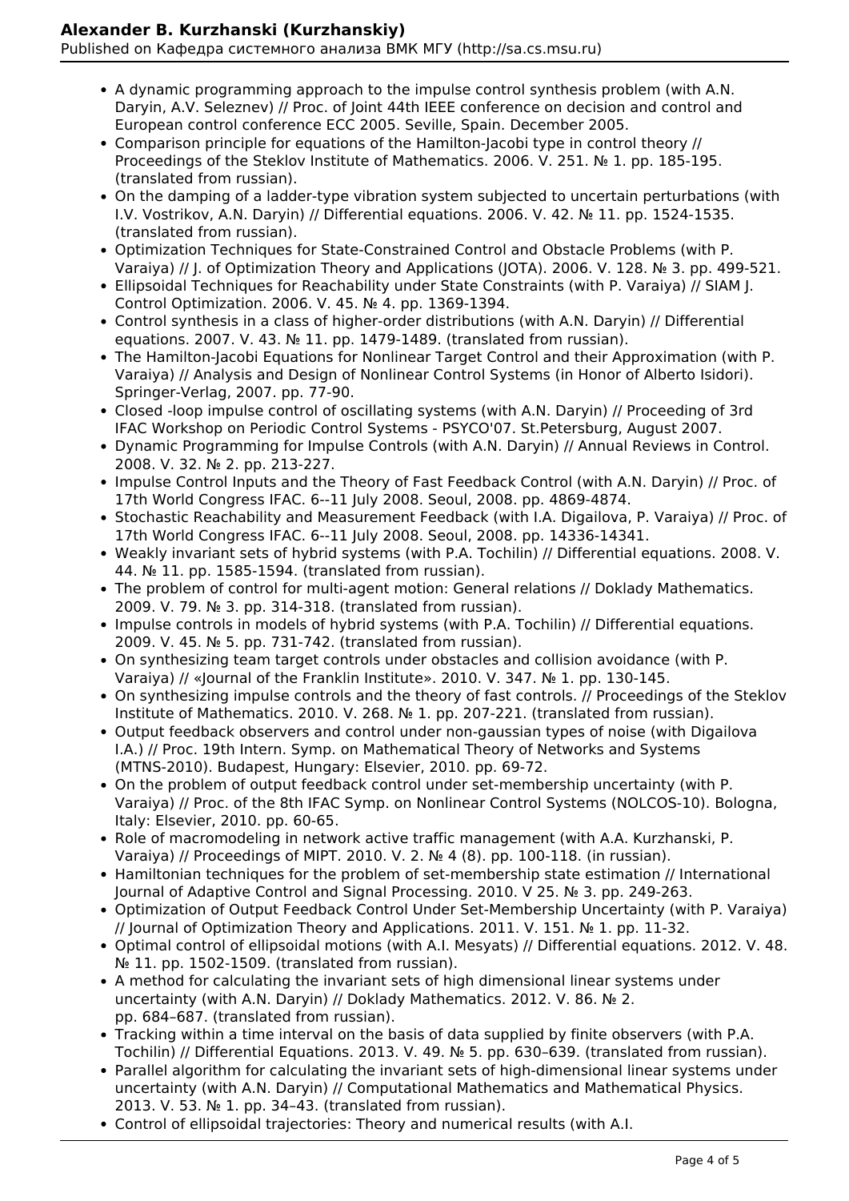- A dynamic programming approach to the impulse control synthesis problem (with A.N. Daryin, A.V. Seleznev) // Proc. of Joint 44th IEEE conference on decision and control and European control conference ECC 2005. Seville, Spain. December 2005.
- Comparison principle for equations of the Hamilton-Jacobi type in control theory // Proceedings of the Steklov Institute of Mathematics. 2006. V. 251. № 1. pp. 185-195. (translated from russian).
- On the damping of a ladder-type vibration system subjected to uncertain perturbations (with I.V. Vostrikov, A.N. Daryin) // Differential equations. 2006. V. 42. № 11. pp. 1524-1535. (translated from russian).
- Optimization Techniques for State-Constrained Control and Obstacle Problems (with P. Varaiya) // J. of Optimization Theory and Applications (JOTA). 2006. V. 128. № 3. pp. 499-521.
- Ellipsoidal Techniques for Reachability under State Constraints (with P. Varaiya) // SIAM J. Control Optimization. 2006. V. 45. № 4. pp. 1369-1394.
- Control synthesis in a class of higher-order distributions (with A.N. Daryin) // Differential equations. 2007. V. 43. № 11. pp. 1479-1489. (translated from russian).
- The Hamilton-Jacobi Equations for Nonlinear Target Control and their Approximation (with P. Varaiya) // Analysis and Design of Nonlinear Control Systems (in Honor of Alberto Isidori). Springer-Verlag, 2007. pp. 77-90.
- Closed -loop impulse control of oscillating systems (with A.N. Daryin) // Proceeding of 3rd IFAC Workshop on Periodic Control Systems - PSYCO'07. St.Petersburg, August 2007.
- Dynamic Programming for Impulse Controls (with A.N. Daryin) // Annual Reviews in Control. 2008. V. 32. № 2. pp. 213-227.
- Impulse Control Inputs and the Theory of Fast Feedback Control (with A.N. Daryin) // Proc. of 17th World Congress IFAC. 6--11 July 2008. Seoul, 2008. pp. 4869-4874.
- Stochastic Reachability and Measurement Feedback (with I.A. Digailova, P. Varaiya) // Proc. of 17th World Congress IFAC. 6--11 July 2008. Seoul, 2008. pp. 14336-14341.
- Weakly invariant sets of hybrid systems (with P.A. Tochilin) // Differential equations. 2008. V. 44. № 11. pp. 1585-1594. (translated from russian).
- The problem of control for multi-agent motion: General relations // Doklady Mathematics. 2009. V. 79. № 3. pp. 314-318. (translated from russian).
- Impulse controls in models of hybrid systems (with P.A. Tochilin) // Differential equations. 2009. V. 45. № 5. pp. 731-742. (translated from russian).
- On synthesizing team target controls under obstacles and collision avoidance (with P. Varaiya) // «Journal of the Franklin Institute». 2010. V. 347. № 1. pp. 130-145.
- On synthesizing impulse controls and the theory of fast controls. // Proceedings of the Steklov Institute of Mathematics. 2010. V. 268. № 1. pp. 207-221. (translated from russian).
- Output feedback observers and control under non-gaussian types of noise (with Digailova I.A.) // Proc. 19th Intern. Symp. on Mathematical Theory of Networks and Systems (MTNS-2010). Budapest, Hungary: Elsevier, 2010. pp. 69-72.
- On the problem of output feedback control under set-membership uncertainty (with P. Varaiya) // Proc. of the 8th IFAC Symp. on Nonlinear Control Systems (NOLCOS-10). Bologna, Italy: Elsevier, 2010. pp. 60-65.
- Role of macromodeling in network active traffic management (with A.A. Kurzhanski, P. Varaiya) // Proceedings of MIPT. 2010. V. 2. № 4 (8). pp. 100-118. (in russian).
- Hamiltonian techniques for the problem of set-membership state estimation // International Journal of Adaptive Control and Signal Processing. 2010. V 25. № 3. pp. 249-263.
- Optimization of Output Feedback Control Under Set-Membership Uncertainty (with P. Varaiya) // Journal of Optimization Theory and Applications. 2011. V. 151. № 1. pp. 11-32.
- Optimal control of ellipsoidal motions (with A.I. Mesyats) // Differential equations. 2012. V. 48. № 11. pp. 1502-1509. (translated from russian).
- A method for calculating the invariant sets of high dimensional linear systems under uncertainty (with A.N. Daryin) // Doklady Mathematics. 2012. V. 86. № 2. pp. 684–687. (translated from russian).
- Tracking within a time interval on the basis of data supplied by finite observers (with P.A. Tochilin) // Differential Equations. 2013. V. 49. № 5. pp. 630–639. (translated from russian).
- Parallel algorithm for calculating the invariant sets of high-dimensional linear systems under uncertainty (with A.N. Daryin) // Computational Mathematics and Mathematical Physics. 2013. V. 53. № 1. pp. 34–43. (translated from russian).
- Control of ellipsoidal trajectories: Theory and numerical results (with A.I.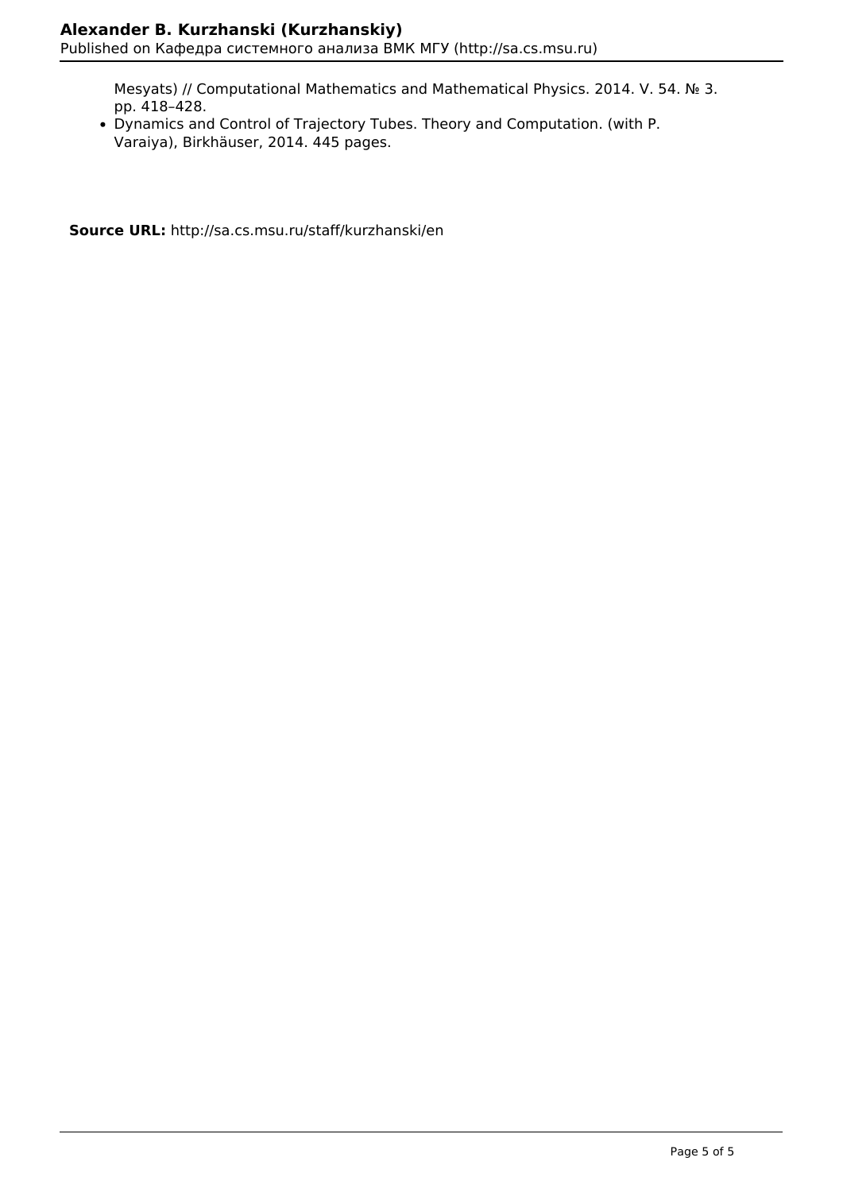Mesyats) // Computational Mathematics and Mathematical Physics. 2014. V. 54. № 3. pp. 418–428.

- Dynamics and Control of Trajectory Tubes. Theory and Computation. (with P. Varaiya), Birkhäuser, 2014. 445 pages.

**Source URL:** http://sa.cs.msu.ru/staff/kurzhanski/en